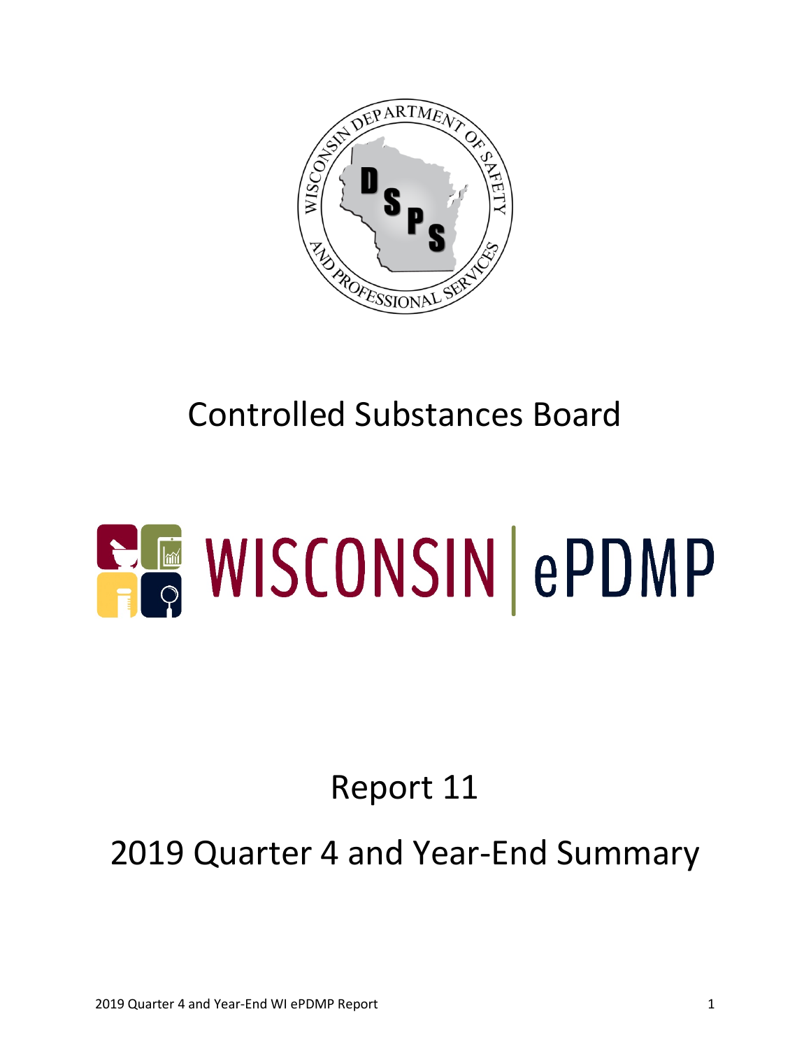# Controlled Substances Board

# WISCONSIN | ePDMP

## Report 11

## 2019 Quarter 4 and Year-End Summary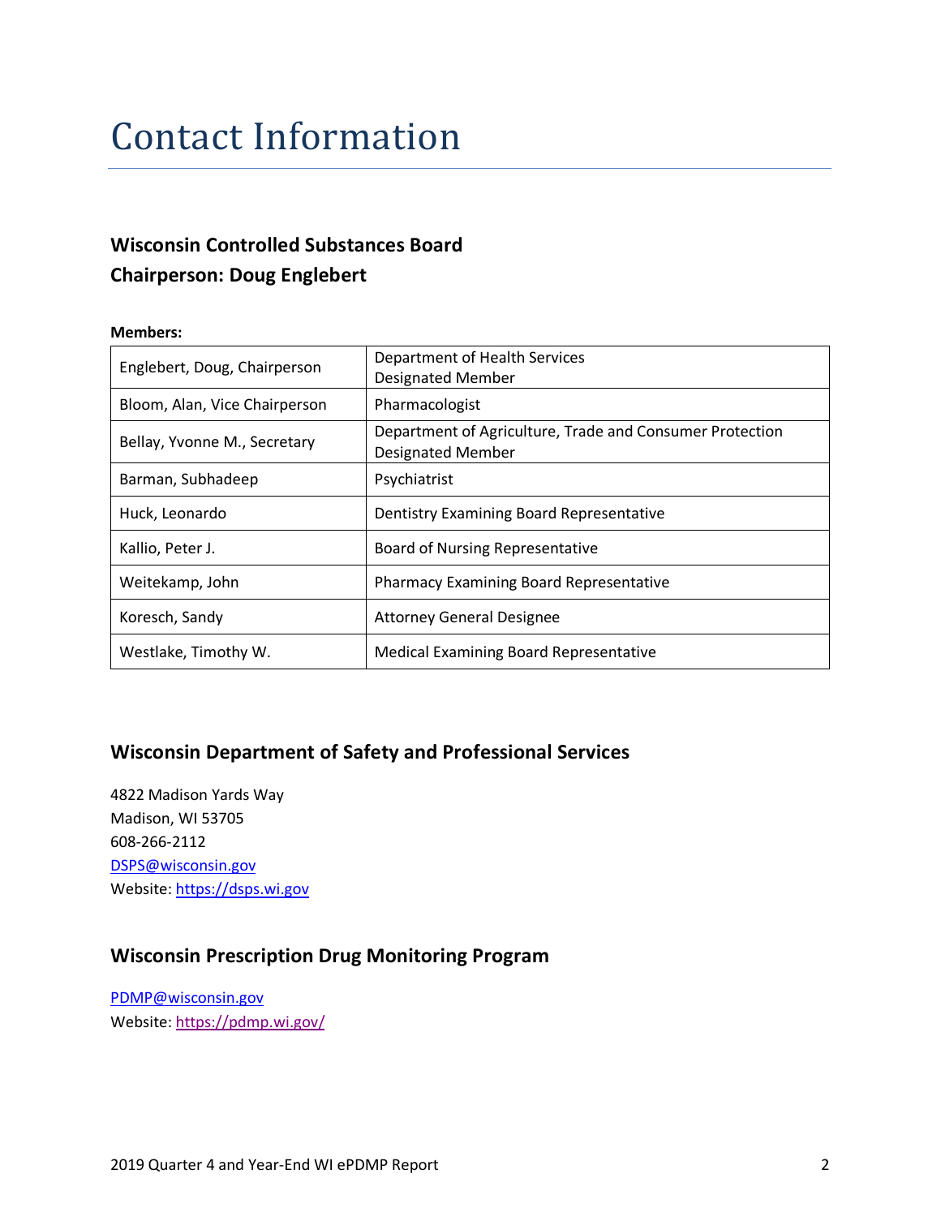# Contact Information

### Wisconsin Controlled Substances Board
### Chairperson: Doug Englebert

**Members:**

| | |
|---|---|
| Englebert, Doug, Chairperson | Department of Health Services Designated Member |
| Bloom, Alan, Vice Chairperson | Pharmacologist |
| Bellay, Yvonne M., Secretary | Department of Agriculture, Trade and Consumer Protection Designated Member |
| Barman, Subhadeep | Psychiatrist |
| Huck, Leonardo | Dentistry Examining Board Representative |
| Kallio, Peter J. | Board of Nursing Representative |
| Weitekamp, John | Pharmacy Examining Board Representative |
| Koresch, Sandy | Attorney General Designee |
| Westlake, Timothy W. | Medical Examining Board Representative |

## Wisconsin Department of Safety and Professional Services

4822 Madison Yards Way
Madison, WI 53705
608-266-2112
DSPS@wisconsin.gov
Website: https://dsps.wi.gov

## Wisconsin Prescription Drug Monitoring Program

PDMP@wisconsin.gov
Website: https://pdmp.wi.gov/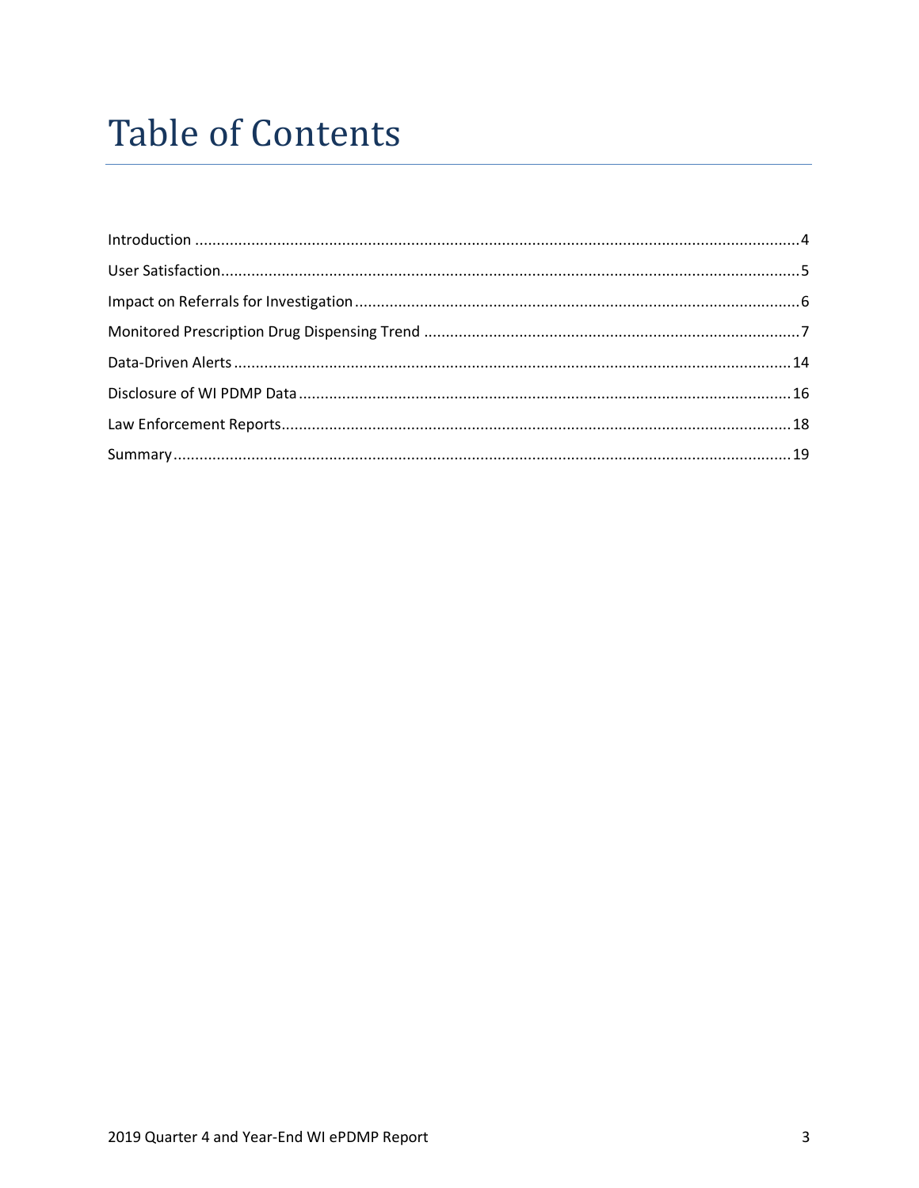# Table of Contents

Introduction ....................................................................................................................................4
User Satisfaction...............................................................................................................................5
Impact on Referrals for Investigation ...............................................................................................6
Monitored Prescription Drug Dispensing Trend ...............................................................................7
Data-Driven Alerts ..........................................................................................................................14
Disclosure of WI PDMP Data ..........................................................................................................16
Law Enforcement Reports...............................................................................................................18
Summary.........................................................................................................................................19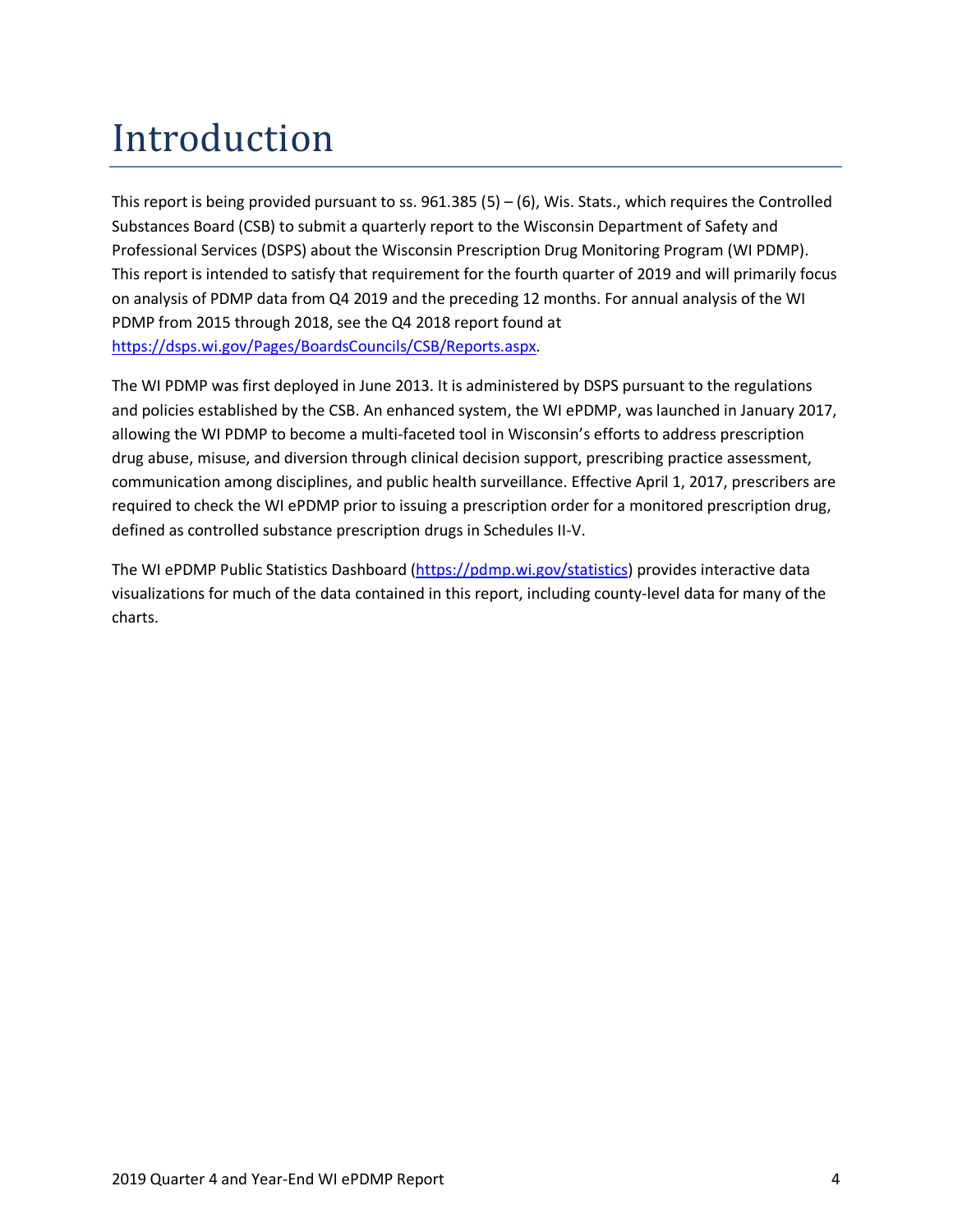# Introduction

This report is being provided pursuant to ss. 961.385 (5) – (6), Wis. Stats., which requires the Controlled Substances Board (CSB) to submit a quarterly report to the Wisconsin Department of Safety and Professional Services (DSPS) about the Wisconsin Prescription Drug Monitoring Program (WI PDMP). This report is intended to satisfy that requirement for the fourth quarter of 2019 and will primarily focus on analysis of PDMP data from Q4 2019 and the preceding 12 months. For annual analysis of the WI PDMP from 2015 through 2018, see the Q4 2018 report found at [https://dsps.wi.gov/Pages/BoardsCouncils/CSB/Reports.aspx](https://dsps.wi.gov/Pages/BoardsCouncils/CSB/Reports.aspx).

The WI PDMP was first deployed in June 2013. It is administered by DSPS pursuant to the regulations and policies established by the CSB. An enhanced system, the WI ePDMP, was launched in January 2017, allowing the WI PDMP to become a multi-faceted tool in Wisconsin's efforts to address prescription drug abuse, misuse, and diversion through clinical decision support, prescribing practice assessment, communication among disciplines, and public health surveillance. Effective April 1, 2017, prescribers are required to check the WI ePDMP prior to issuing a prescription order for a monitored prescription drug, defined as controlled substance prescription drugs in Schedules II-V.

The WI ePDMP Public Statistics Dashboard ([https://pdmp.wi.gov/statistics](https://pdmp.wi.gov/statistics)) provides interactive data visualizations for much of the data contained in this report, including county-level data for many of the charts.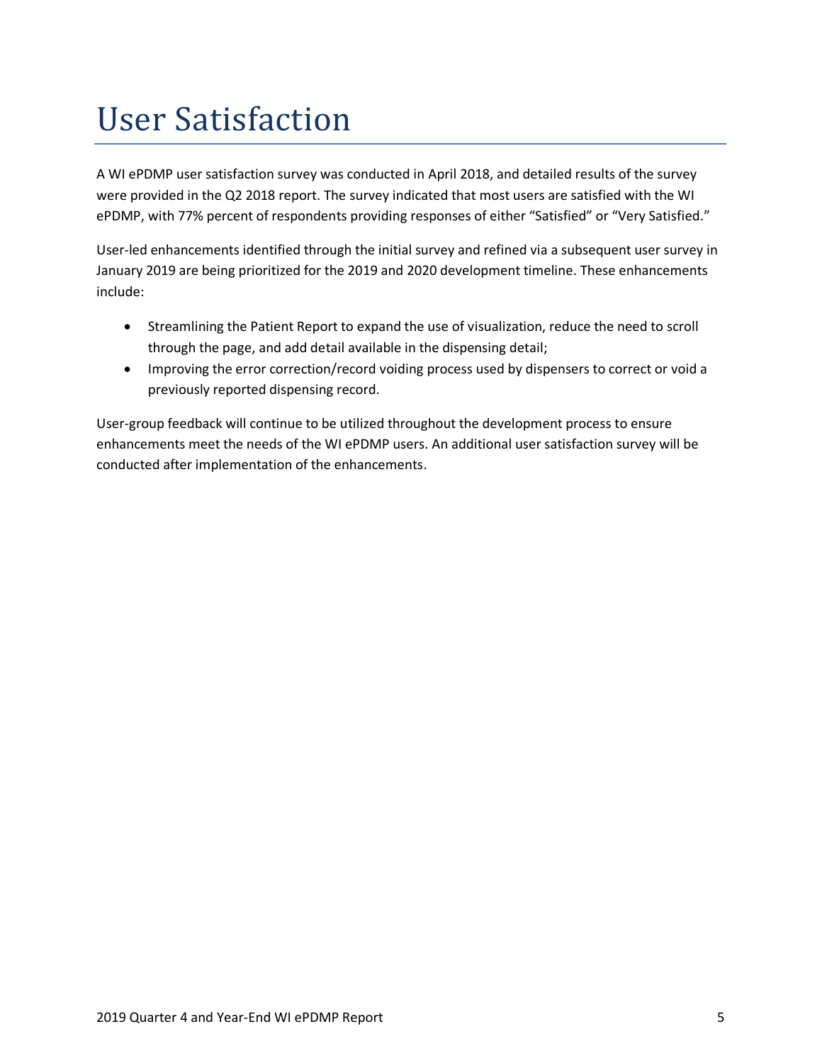# User Satisfaction

A WI ePDMP user satisfaction survey was conducted in April 2018, and detailed results of the survey were provided in the Q2 2018 report. The survey indicated that most users are satisfied with the WI ePDMP, with 77% percent of respondents providing responses of either "Satisfied" or "Very Satisfied."

User-led enhancements identified through the initial survey and refined via a subsequent user survey in January 2019 are being prioritized for the 2019 and 2020 development timeline. These enhancements include:

- Streamlining the Patient Report to expand the use of visualization, reduce the need to scroll through the page, and add detail available in the dispensing detail;
- Improving the error correction/record voiding process used by dispensers to correct or void a previously reported dispensing record.

User-group feedback will continue to be utilized throughout the development process to ensure enhancements meet the needs of the WI ePDMP users. An additional user satisfaction survey will be conducted after implementation of the enhancements.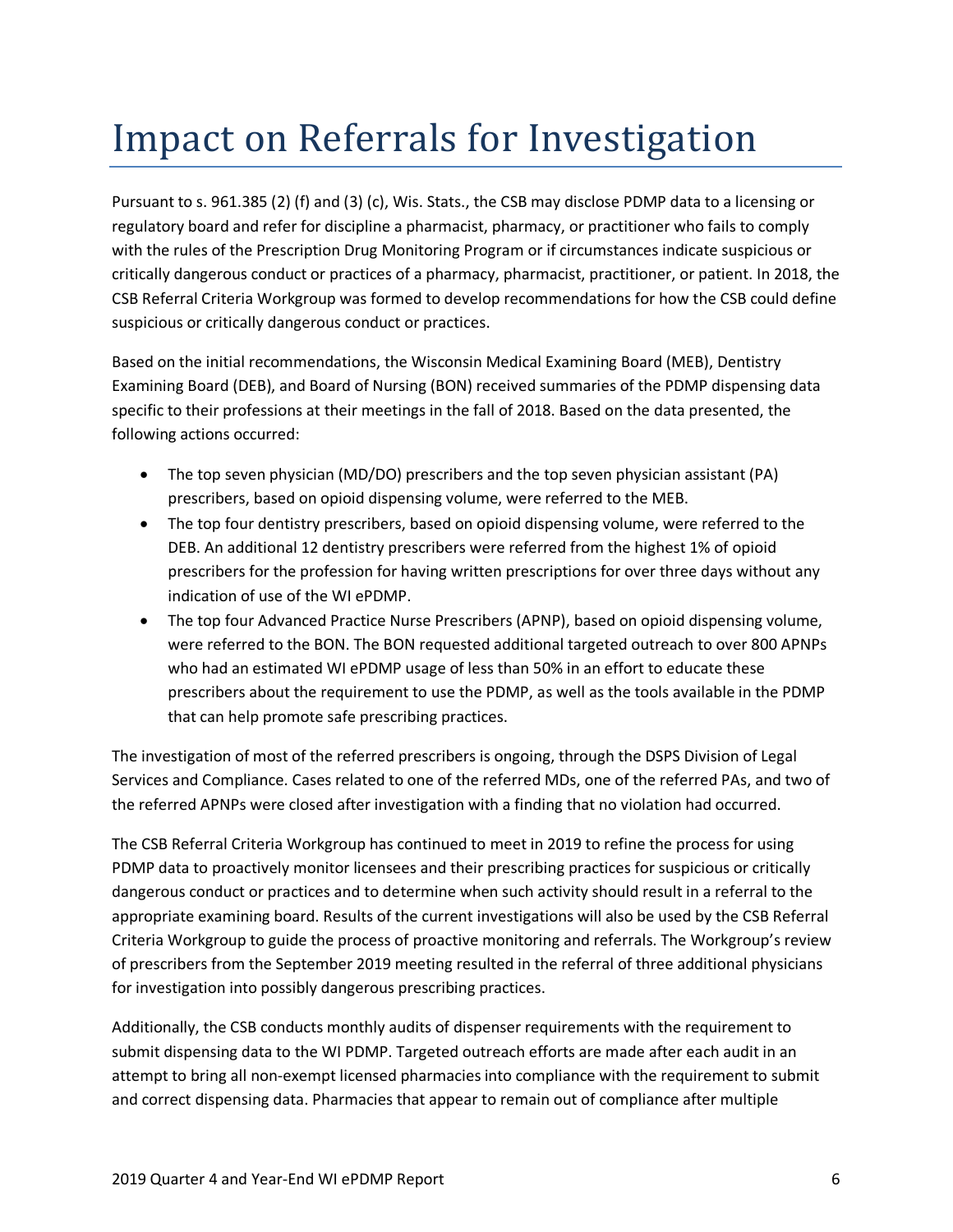# Impact on Referrals for Investigation

Pursuant to s. 961.385 (2) (f) and (3) (c), Wis. Stats., the CSB may disclose PDMP data to a licensing or regulatory board and refer for discipline a pharmacist, pharmacy, or practitioner who fails to comply with the rules of the Prescription Drug Monitoring Program or if circumstances indicate suspicious or critically dangerous conduct or practices of a pharmacy, pharmacist, practitioner, or patient. In 2018, the CSB Referral Criteria Workgroup was formed to develop recommendations for how the CSB could define suspicious or critically dangerous conduct or practices.

Based on the initial recommendations, the Wisconsin Medical Examining Board (MEB), Dentistry Examining Board (DEB), and Board of Nursing (BON) received summaries of the PDMP dispensing data specific to their professions at their meetings in the fall of 2018. Based on the data presented, the following actions occurred:

- The top seven physician (MD/DO) prescribers and the top seven physician assistant (PA) prescribers, based on opioid dispensing volume, were referred to the MEB.
- The top four dentistry prescribers, based on opioid dispensing volume, were referred to the DEB. An additional 12 dentistry prescribers were referred from the highest 1% of opioid prescribers for the profession for having written prescriptions for over three days without any indication of use of the WI ePDMP.
- The top four Advanced Practice Nurse Prescribers (APNP), based on opioid dispensing volume, were referred to the BON. The BON requested additional targeted outreach to over 800 APNPs who had an estimated WI ePDMP usage of less than 50% in an effort to educate these prescribers about the requirement to use the PDMP, as well as the tools available in the PDMP that can help promote safe prescribing practices.

The investigation of most of the referred prescribers is ongoing, through the DSPS Division of Legal Services and Compliance. Cases related to one of the referred MDs, one of the referred PAs, and two of the referred APNPs were closed after investigation with a finding that no violation had occurred.

The CSB Referral Criteria Workgroup has continued to meet in 2019 to refine the process for using PDMP data to proactively monitor licensees and their prescribing practices for suspicious or critically dangerous conduct or practices and to determine when such activity should result in a referral to the appropriate examining board. Results of the current investigations will also be used by the CSB Referral Criteria Workgroup to guide the process of proactive monitoring and referrals. The Workgroup's review of prescribers from the September 2019 meeting resulted in the referral of three additional physicians for investigation into possibly dangerous prescribing practices.

Additionally, the CSB conducts monthly audits of dispenser requirements with the requirement to submit dispensing data to the WI PDMP. Targeted outreach efforts are made after each audit in an attempt to bring all non-exempt licensed pharmacies into compliance with the requirement to submit and correct dispensing data. Pharmacies that appear to remain out of compliance after multiple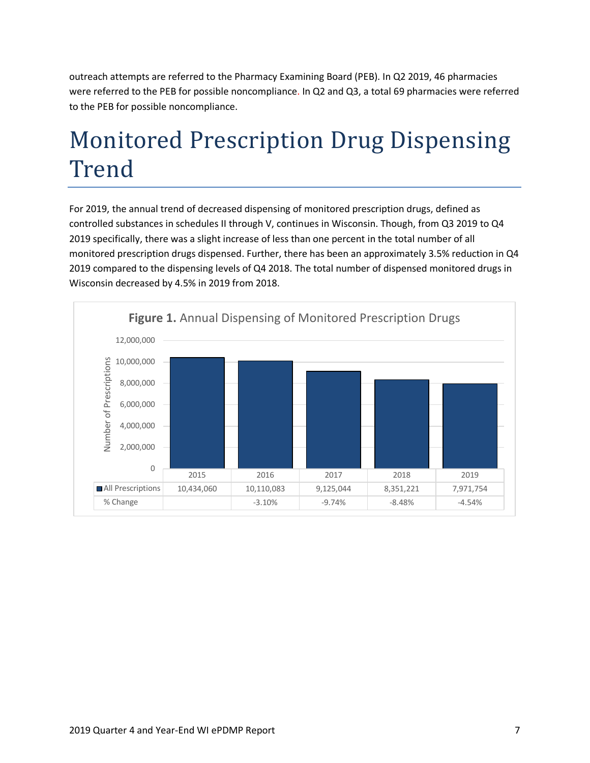outreach attempts are referred to the Pharmacy Examining Board (PEB). In Q2 2019, 46 pharmacies were referred to the PEB for possible noncompliance. In Q2 and Q3, a total 69 pharmacies were referred to the PEB for possible noncompliance.

# Monitored Prescription Drug Dispensing Trend

For 2019, the annual trend of decreased dispensing of monitored prescription drugs, defined as controlled substances in schedules II through V, continues in Wisconsin. Though, from Q3 2019 to Q4 2019 specifically, there was a slight increase of less than one percent in the total number of all monitored prescription drugs dispensed. Further, there has been an approximately 3.5% reduction in Q4 2019 compared to the dispensing levels of Q4 2018. The total number of dispensed monitored drugs in Wisconsin decreased by 4.5% in 2019 from 2018.

**Figure 1.** Annual Dispensing of Monitored Prescription Drugs

| | 2015 | 2016 | 2017 | 2018 | 2019 |
|---|---|---|---|---|---|
| All Prescriptions | 10,434,060 | 10,110,083 | 9,125,044 | 8,351,221 | 7,971,754 |
| % Change | | -3.10% | -9.74% | -8.48% | -4.54% |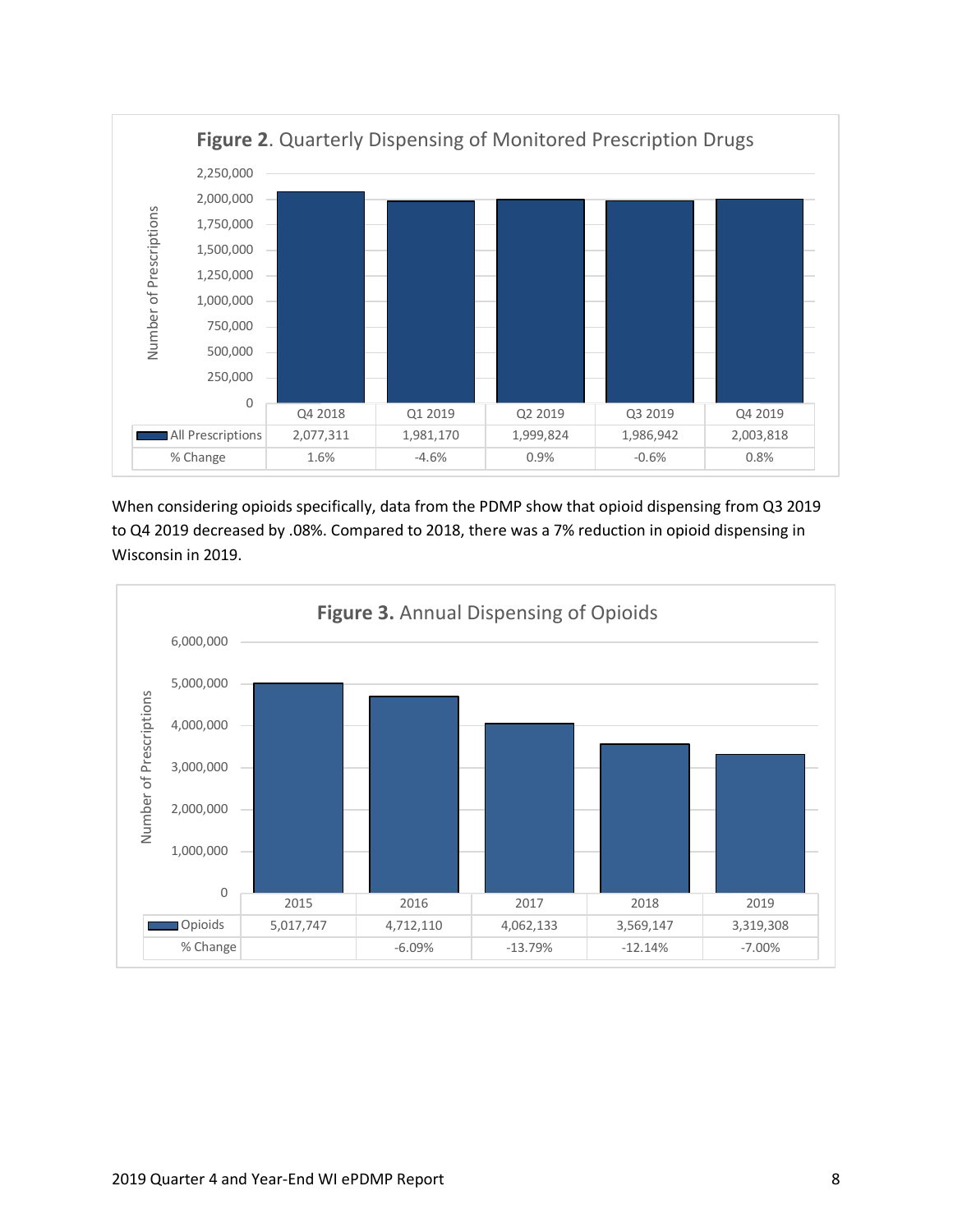**Figure 2**. Quarterly Dispensing of Monitored Prescription Drugs

| | Q4 2018 | Q1 2019 | Q2 2019 | Q3 2019 | Q4 2019 |
|---|---|---|---|---|---|
| All Prescriptions | 2,077,311 | 1,981,170 | 1,999,824 | 1,986,942 | 2,003,818 |
| % Change | 1.6% | -4.6% | 0.9% | -0.6% | 0.8% |

When considering opioids specifically, data from the PDMP show that opioid dispensing from Q3 2019 to Q4 2019 decreased by .08%. Compared to 2018, there was a 7% reduction in opioid dispensing in Wisconsin in 2019.

**Figure 3.** Annual Dispensing of Opioids

| | 2015 | 2016 | 2017 | 2018 | 2019 |
|---|---|---|---|---|---|
| Opioids | 5,017,747 | 4,712,110 | 4,062,133 | 3,569,147 | 3,319,308 |
| % Change | | -6.09% | -13.79% | -12.14% | -7.00% |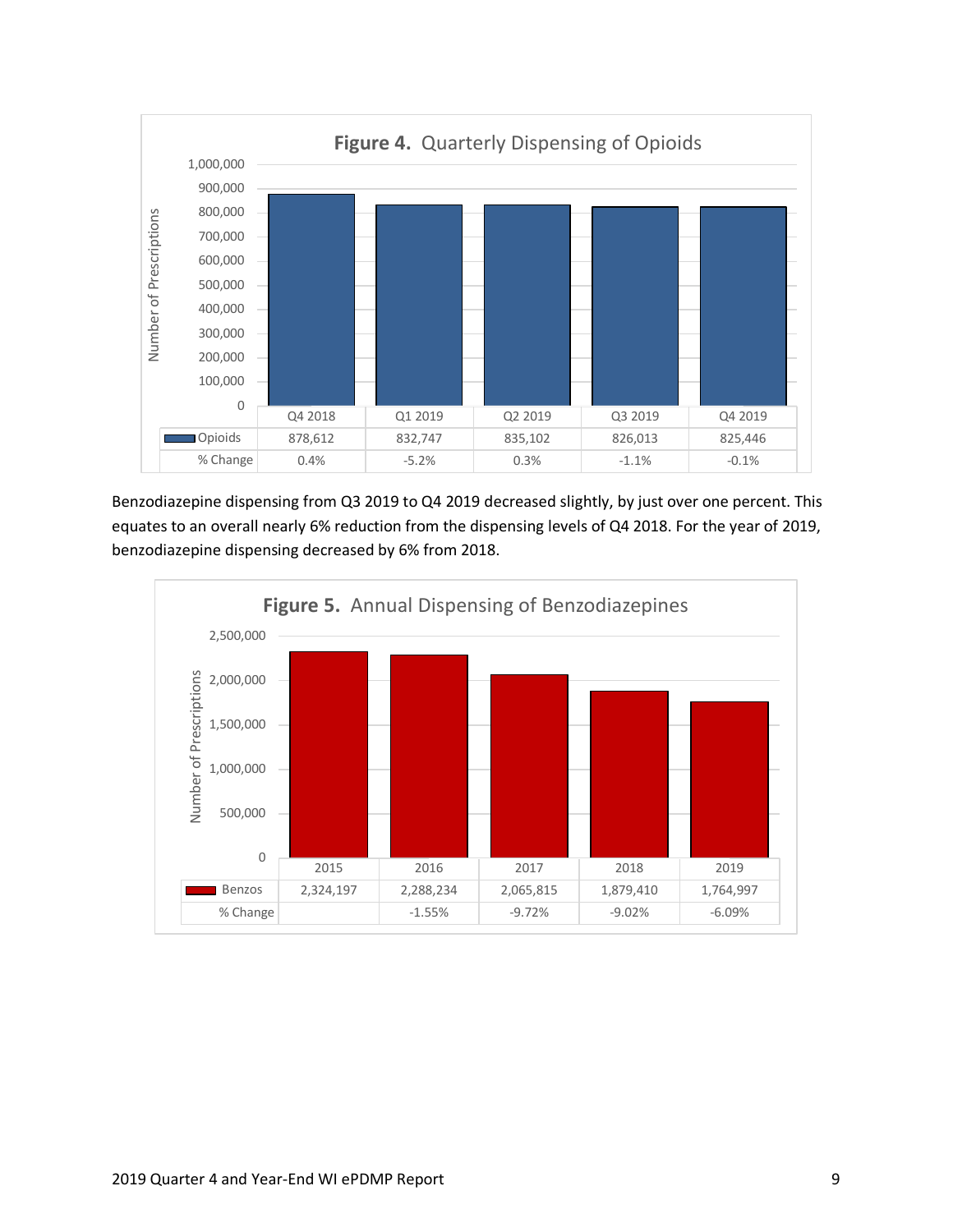**Figure 4.** Quarterly Dispensing of Opioids

| | Q4 2018 | Q1 2019 | Q2 2019 | Q3 2019 | Q4 2019 |
|---|---|---|---|---|---|
| Opioids | 878,612 | 832,747 | 835,102 | 826,013 | 825,446 |
| % Change | 0.4% | -5.2% | 0.3% | -1.1% | -0.1% |

Benzodiazepine dispensing from Q3 2019 to Q4 2019 decreased slightly, by just over one percent. This equates to an overall nearly 6% reduction from the dispensing levels of Q4 2018. For the year of 2019, benzodiazepine dispensing decreased by 6% from 2018.

**Figure 5.** Annual Dispensing of Benzodiazepines

| | 2015 | 2016 | 2017 | 2018 | 2019 |
|---|---|---|---|---|---|
| Benzos | 2,324,197 | 2,288,234 | 2,065,815 | 1,879,410 | 1,764,997 |
| % Change | | -1.55% | -9.72% | -9.02% | -6.09% |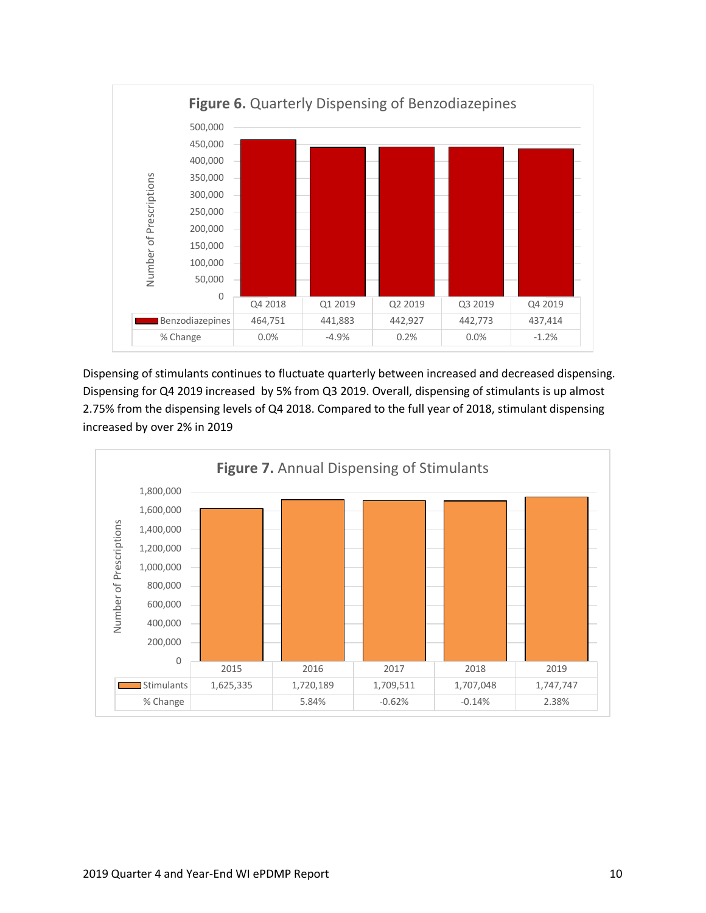**Figure 6.** Quarterly Dispensing of Benzodiazepines

| | Q4 2018 | Q1 2019 | Q2 2019 | Q3 2019 | Q4 2019 |
|---|---|---|---|---|---|
| Benzodiazepines | 464,751 | 441,883 | 442,927 | 442,773 | 437,414 |
| % Change | 0.0% | -4.9% | 0.2% | 0.0% | -1.2% |

Dispensing of stimulants continues to fluctuate quarterly between increased and decreased dispensing. Dispensing for Q4 2019 increased by 5% from Q3 2019. Overall, dispensing of stimulants is up almost 2.75% from the dispensing levels of Q4 2018. Compared to the full year of 2018, stimulant dispensing increased by over 2% in 2019

**Figure 7.** Annual Dispensing of Stimulants

| | 2015 | 2016 | 2017 | 2018 | 2019 |
|---|---|---|---|---|---|
| Stimulants | 1,625,335 | 1,720,189 | 1,709,511 | 1,707,048 | 1,747,747 |
| % Change | | 5.84% | -0.62% | -0.14% | 2.38% |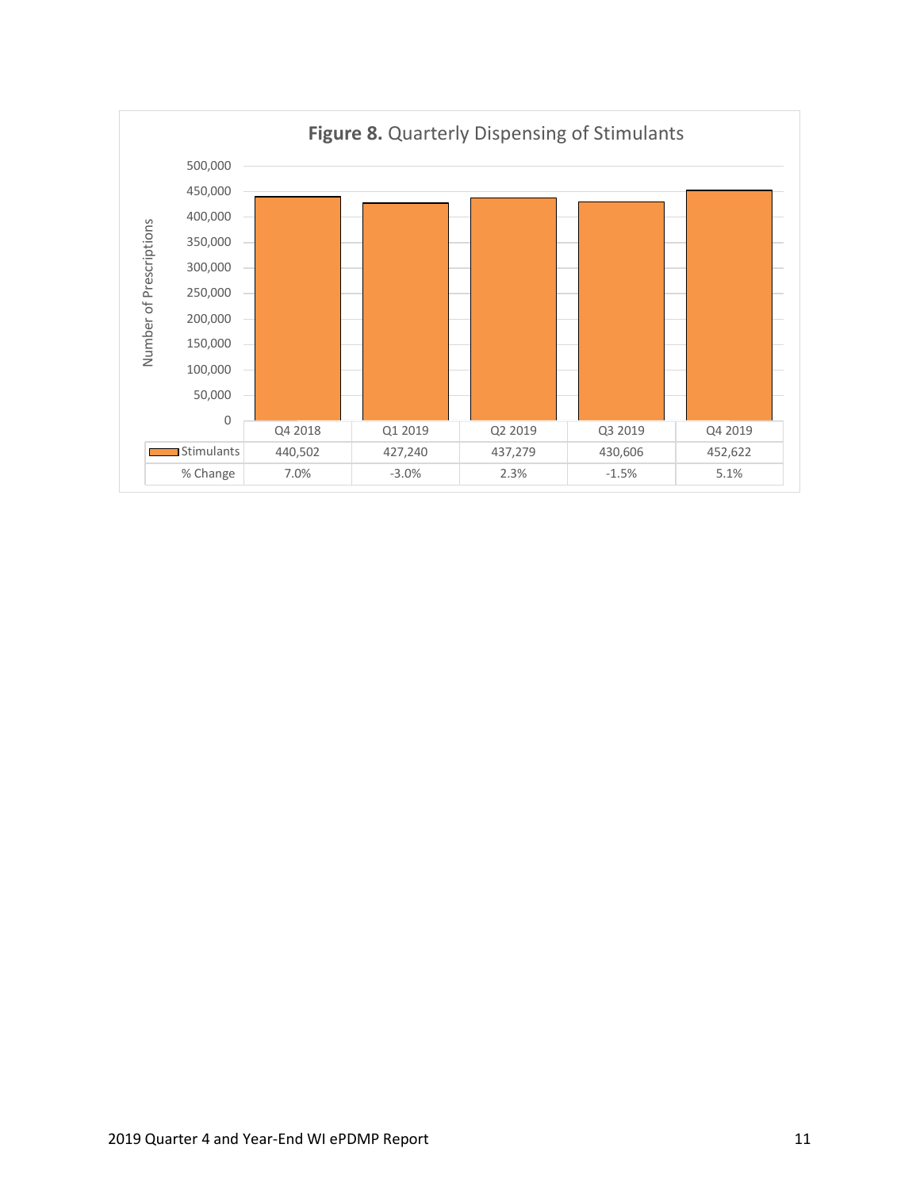**Figure 8.** Quarterly Dispensing of Stimulants

| | Q4 2018 | Q1 2019 | Q2 2019 | Q3 2019 | Q4 2019 |
|---|---|---|---|---|---|
| Stimulants | 440,502 | 427,240 | 437,279 | 430,606 | 452,622 |
| % Change | 7.0% | -3.0% | 2.3% | -1.5% | 5.1% |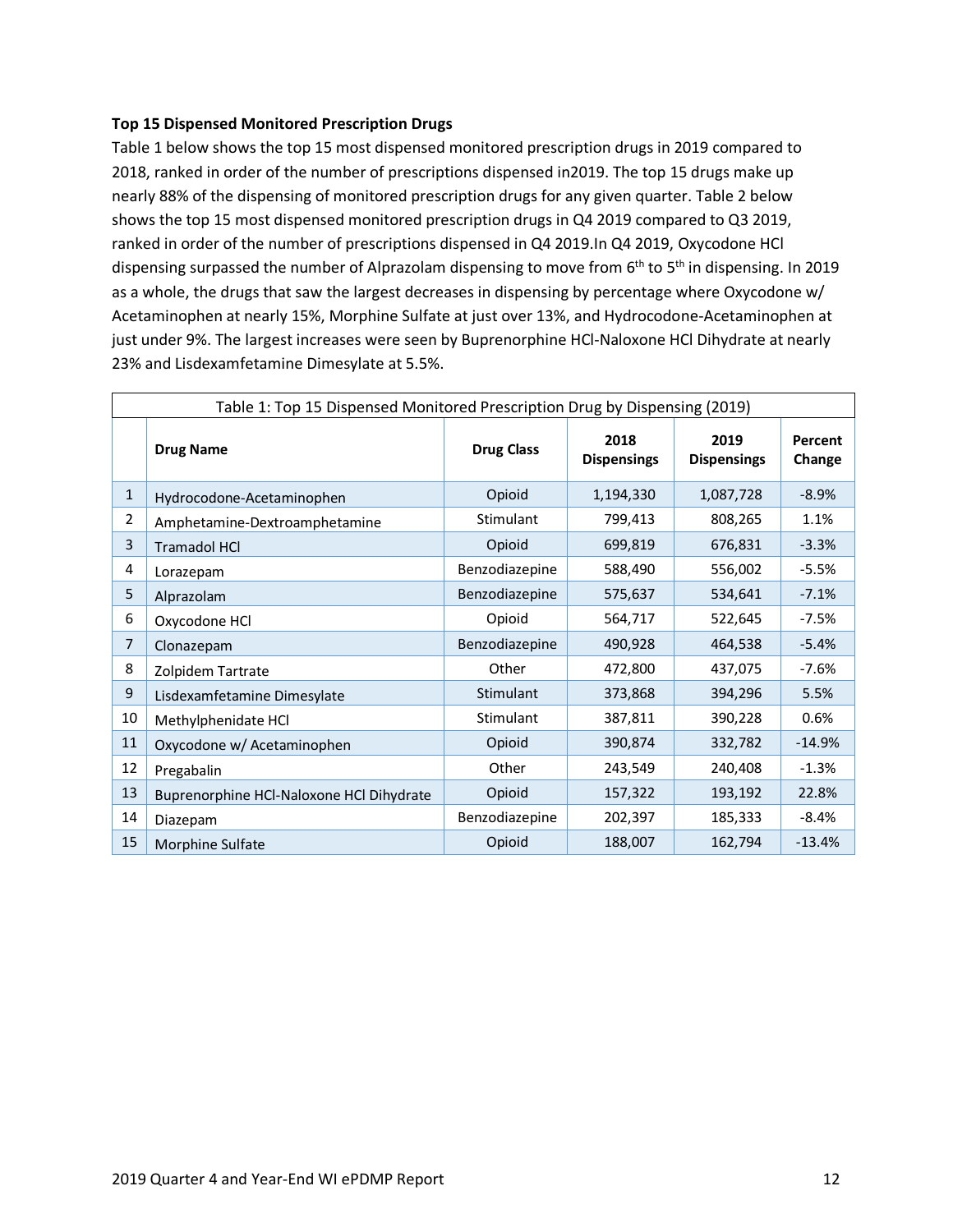**Top 15 Dispensed Monitored Prescription Drugs**

Table 1 below shows the top 15 most dispensed monitored prescription drugs in 2019 compared to 2018, ranked in order of the number of prescriptions dispensed in2019. The top 15 drugs make up nearly 88% of the dispensing of monitored prescription drugs for any given quarter. Table 2 below shows the top 15 most dispensed monitored prescription drugs in Q4 2019 compared to Q3 2019, ranked in order of the number of prescriptions dispensed in Q4 2019.In Q4 2019, Oxycodone HCl dispensing surpassed the number of Alprazolam dispensing to move from 6th to 5th in dispensing. In 2019 as a whole, the drugs that saw the largest decreases in dispensing by percentage where Oxycodone w/ Acetaminophen at nearly 15%, Morphine Sulfate at just over 13%, and Hydrocodone-Acetaminophen at just under 9%. The largest increases were seen by Buprenorphine HCl-Naloxone HCl Dihydrate at nearly 23% and Lisdexamfetamine Dimesylate at 5.5%.

Table 1: Top 15 Dispensed Monitored Prescription Drug by Dispensing (2019)

| | Drug Name | Drug Class | 2018 Dispensings | 2019 Dispensings | Percent Change |
|---|---|---|---|---|---|
| 1 | Hydrocodone-Acetaminophen | Opioid | 1,194,330 | 1,087,728 | -8.9% |
| 2 | Amphetamine-Dextroamphetamine | Stimulant | 799,413 | 808,265 | 1.1% |
| 3 | Tramadol HCl | Opioid | 699,819 | 676,831 | -3.3% |
| 4 | Lorazepam | Benzodiazepine | 588,490 | 556,002 | -5.5% |
| 5 | Alprazolam | Benzodiazepine | 575,637 | 534,641 | -7.1% |
| 6 | Oxycodone HCl | Opioid | 564,717 | 522,645 | -7.5% |
| 7 | Clonazepam | Benzodiazepine | 490,928 | 464,538 | -5.4% |
| 8 | Zolpidem Tartrate | Other | 472,800 | 437,075 | -7.6% |
| 9 | Lisdexamfetamine Dimesylate | Stimulant | 373,868 | 394,296 | 5.5% |
| 10 | Methylphenidate HCl | Stimulant | 387,811 | 390,228 | 0.6% |
| 11 | Oxycodone w/ Acetaminophen | Opioid | 390,874 | 332,782 | -14.9% |
| 12 | Pregabalin | Other | 243,549 | 240,408 | -1.3% |
| 13 | Buprenorphine HCl-Naloxone HCl Dihydrate | Opioid | 157,322 | 193,192 | 22.8% |
| 14 | Diazepam | Benzodiazepine | 202,397 | 185,333 | -8.4% |
| 15 | Morphine Sulfate | Opioid | 188,007 | 162,794 | -13.4% |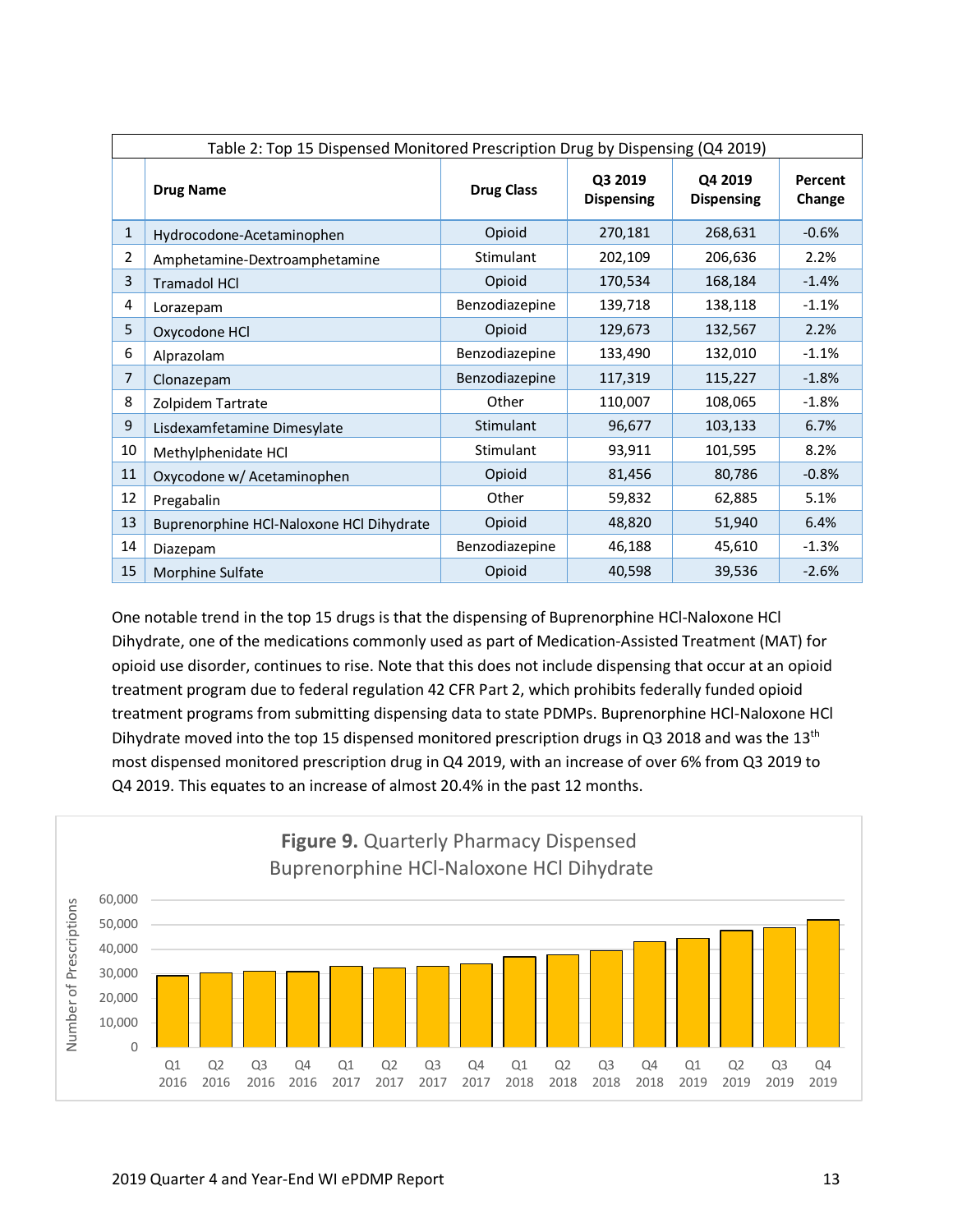| Table 2: Top 15 Dispensed Monitored Prescription Drug by Dispensing (Q4 2019) | | | | | |
|---|---|---|---|---|---|
| | **Drug Name** | **Drug Class** | **Q3 2019 Dispensing** | **Q4 2019 Dispensing** | **Percent Change** |
| 1 | Hydrocodone-Acetaminophen | Opioid | 270,181 | 268,631 | -0.6% |
| 2 | Amphetamine-Dextroamphetamine | Stimulant | 202,109 | 206,636 | 2.2% |
| 3 | Tramadol HCl | Opioid | 170,534 | 168,184 | -1.4% |
| 4 | Lorazepam | Benzodiazepine | 139,718 | 138,118 | -1.1% |
| 5 | Oxycodone HCl | Opioid | 129,673 | 132,567 | 2.2% |
| 6 | Alprazolam | Benzodiazepine | 133,490 | 132,010 | -1.1% |
| 7 | Clonazepam | Benzodiazepine | 117,319 | 115,227 | -1.8% |
| 8 | Zolpidem Tartrate | Other | 110,007 | 108,065 | -1.8% |
| 9 | Lisdexamfetamine Dimesylate | Stimulant | 96,677 | 103,133 | 6.7% |
| 10 | Methylphenidate HCl | Stimulant | 93,911 | 101,595 | 8.2% |
| 11 | Oxycodone w/ Acetaminophen | Opioid | 81,456 | 80,786 | -0.8% |
| 12 | Pregabalin | Other | 59,832 | 62,885 | 5.1% |
| 13 | Buprenorphine HCl-Naloxone HCl Dihydrate | Opioid | 48,820 | 51,940 | 6.4% |
| 14 | Diazepam | Benzodiazepine | 46,188 | 45,610 | -1.3% |
| 15 | Morphine Sulfate | Opioid | 40,598 | 39,536 | -2.6% |

One notable trend in the top 15 drugs is that the dispensing of Buprenorphine HCl-Naloxone HCl Dihydrate, one of the medications commonly used as part of Medication-Assisted Treatment (MAT) for opioid use disorder, continues to rise. Note that this does not include dispensing that occur at an opioid treatment program due to federal regulation 42 CFR Part 2, which prohibits federally funded opioid treatment programs from submitting dispensing data to state PDMPs. Buprenorphine HCl-Naloxone HCl Dihydrate moved into the top 15 dispensed monitored prescription drugs in Q3 2018 and was the 13th most dispensed monitored prescription drug in Q4 2019, with an increase of over 6% from Q3 2019 to Q4 2019. This equates to an increase of almost 20.4% in the past 12 months.

**Figure 9.** Quarterly Pharmacy Dispensed Buprenorphine HCl-Naloxone HCl Dihydrate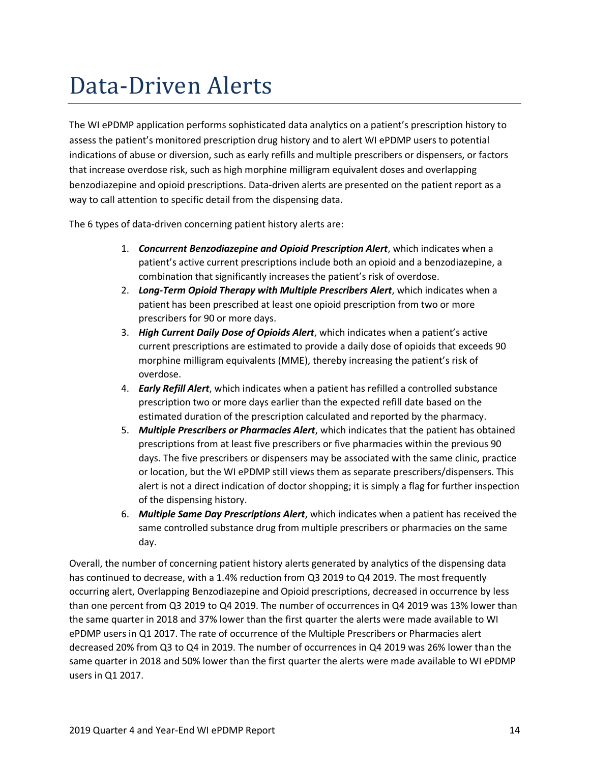# Data-Driven Alerts

The WI ePDMP application performs sophisticated data analytics on a patient's prescription history to assess the patient's monitored prescription drug history and to alert WI ePDMP users to potential indications of abuse or diversion, such as early refills and multiple prescribers or dispensers, or factors that increase overdose risk, such as high morphine milligram equivalent doses and overlapping benzodiazepine and opioid prescriptions. Data-driven alerts are presented on the patient report as a way to call attention to specific detail from the dispensing data.

The 6 types of data-driven concerning patient history alerts are:

1. ***Concurrent Benzodiazepine and Opioid Prescription Alert***, which indicates when a patient's active current prescriptions include both an opioid and a benzodiazepine, a combination that significantly increases the patient's risk of overdose.
2. ***Long-Term Opioid Therapy with Multiple Prescribers Alert***, which indicates when a patient has been prescribed at least one opioid prescription from two or more prescribers for 90 or more days.
3. ***High Current Daily Dose of Opioids Alert***, which indicates when a patient's active current prescriptions are estimated to provide a daily dose of opioids that exceeds 90 morphine milligram equivalents (MME), thereby increasing the patient's risk of overdose.
4. ***Early Refill Alert***, which indicates when a patient has refilled a controlled substance prescription two or more days earlier than the expected refill date based on the estimated duration of the prescription calculated and reported by the pharmacy.
5. ***Multiple Prescribers or Pharmacies Alert***, which indicates that the patient has obtained prescriptions from at least five prescribers or five pharmacies within the previous 90 days. The five prescribers or dispensers may be associated with the same clinic, practice or location, but the WI ePDMP still views them as separate prescribers/dispensers. This alert is not a direct indication of doctor shopping; it is simply a flag for further inspection of the dispensing history.
6. ***Multiple Same Day Prescriptions Alert***, which indicates when a patient has received the same controlled substance drug from multiple prescribers or pharmacies on the same day.

Overall, the number of concerning patient history alerts generated by analytics of the dispensing data has continued to decrease, with a 1.4% reduction from Q3 2019 to Q4 2019. The most frequently occurring alert, Overlapping Benzodiazepine and Opioid prescriptions, decreased in occurrence by less than one percent from Q3 2019 to Q4 2019. The number of occurrences in Q4 2019 was 13% lower than the same quarter in 2018 and 37% lower than the first quarter the alerts were made available to WI ePDMP users in Q1 2017. The rate of occurrence of the Multiple Prescribers or Pharmacies alert decreased 20% from Q3 to Q4 in 2019. The number of occurrences in Q4 2019 was 26% lower than the same quarter in 2018 and 50% lower than the first quarter the alerts were made available to WI ePDMP users in Q1 2017.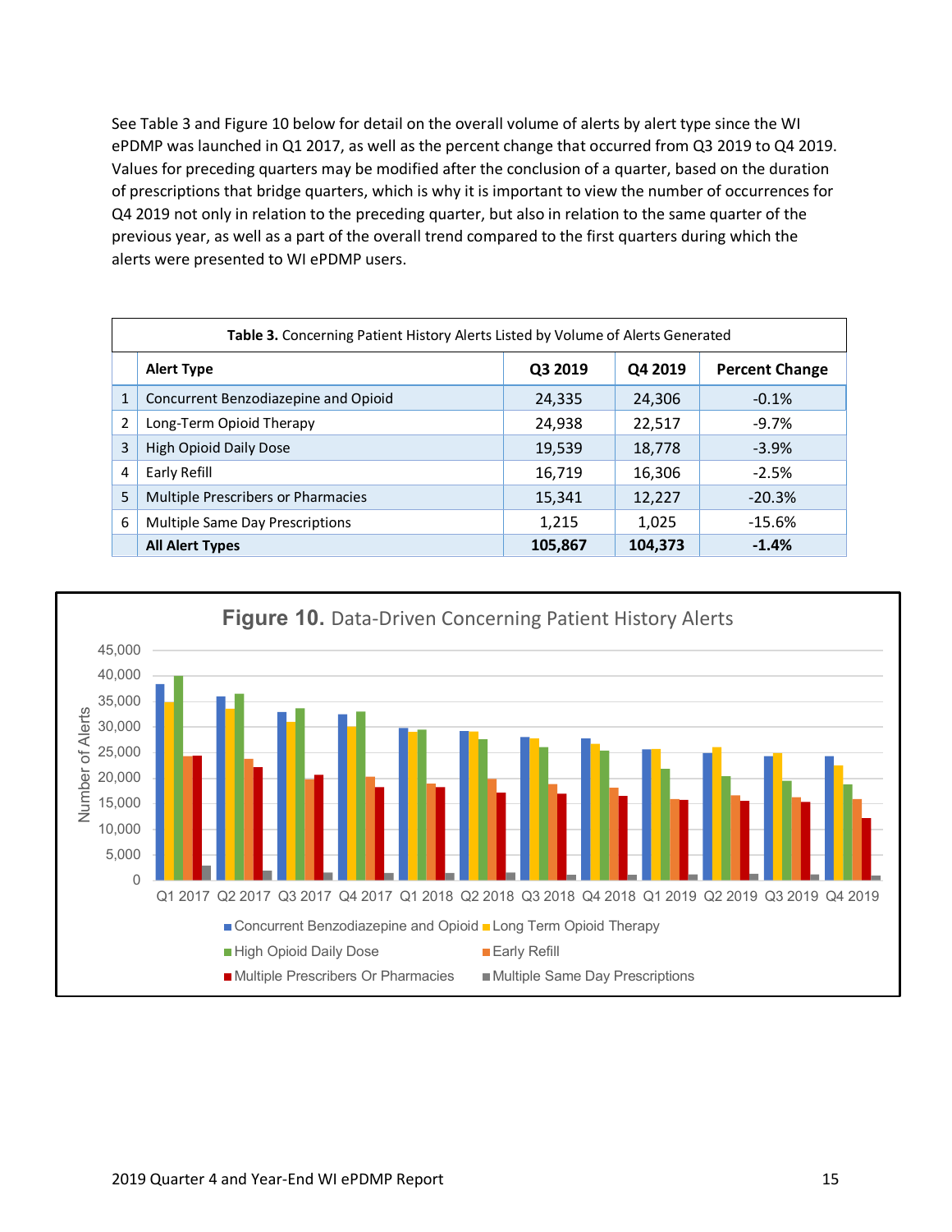See Table 3 and Figure 10 below for detail on the overall volume of alerts by alert type since the WI ePDMP was launched in Q1 2017, as well as the percent change that occurred from Q3 2019 to Q4 2019. Values for preceding quarters may be modified after the conclusion of a quarter, based on the duration of prescriptions that bridge quarters, which is why it is important to view the number of occurrences for Q4 2019 not only in relation to the preceding quarter, but also in relation to the same quarter of the previous year, as well as a part of the overall trend compared to the first quarters during which the alerts were presented to WI ePDMP users.

**Table 3.** Concerning Patient History Alerts Listed by Volume of Alerts Generated

| | Alert Type | Q3 2019 | Q4 2019 | Percent Change |
|---|---|---|---|---|
| 1 | Concurrent Benzodiazepine and Opioid | 24,335 | 24,306 | -0.1% |
| 2 | Long-Term Opioid Therapy | 24,938 | 22,517 | -9.7% |
| 3 | High Opioid Daily Dose | 19,539 | 18,778 | -3.9% |
| 4 | Early Refill | 16,719 | 16,306 | -2.5% |
| 5 | Multiple Prescribers or Pharmacies | 15,341 | 12,227 | -20.3% |
| 6 | Multiple Same Day Prescriptions | 1,215 | 1,025 | -15.6% |
| | **All Alert Types** | **105,867** | **104,373** | **-1.4%** |

**Figure 10.** Data-Driven Concerning Patient History Alerts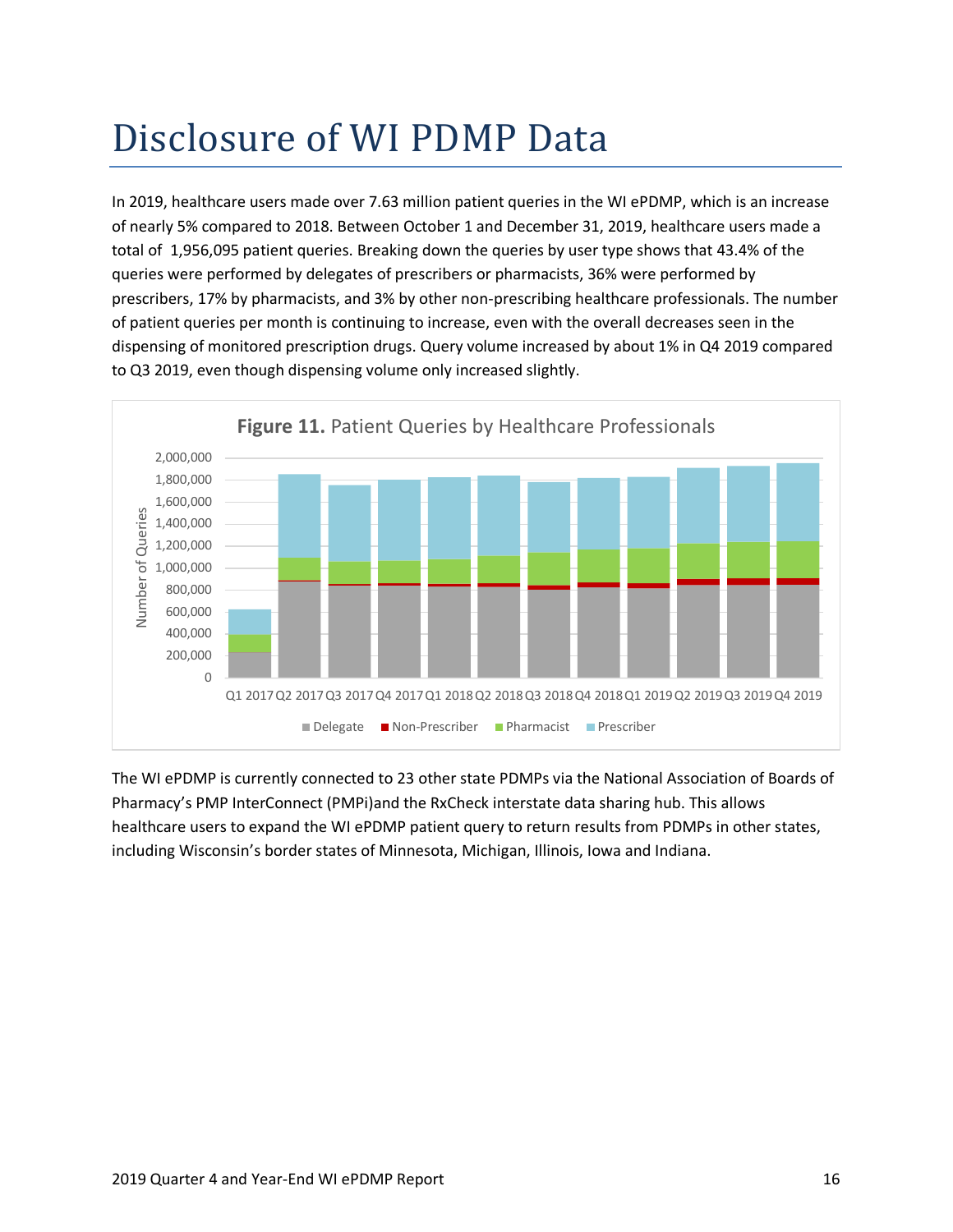# Disclosure of WI PDMP Data

In 2019, healthcare users made over 7.63 million patient queries in the WI ePDMP, which is an increase of nearly 5% compared to 2018. Between October 1 and December 31, 2019, healthcare users made a total of 1,956,095 patient queries. Breaking down the queries by user type shows that 43.4% of the queries were performed by delegates of prescribers or pharmacists, 36% were performed by prescribers, 17% by pharmacists, and 3% by other non-prescribing healthcare professionals. The number of patient queries per month is continuing to increase, even with the overall decreases seen in the dispensing of monitored prescription drugs. Query volume increased by about 1% in Q4 2019 compared to Q3 2019, even though dispensing volume only increased slightly.

**Figure 11.** Patient Queries by Healthcare Professionals

The WI ePDMP is currently connected to 23 other state PDMPs via the National Association of Boards of Pharmacy's PMP InterConnect (PMPi)and the RxCheck interstate data sharing hub. This allows healthcare users to expand the WI ePDMP patient query to return results from PDMPs in other states, including Wisconsin's border states of Minnesota, Michigan, Illinois, Iowa and Indiana.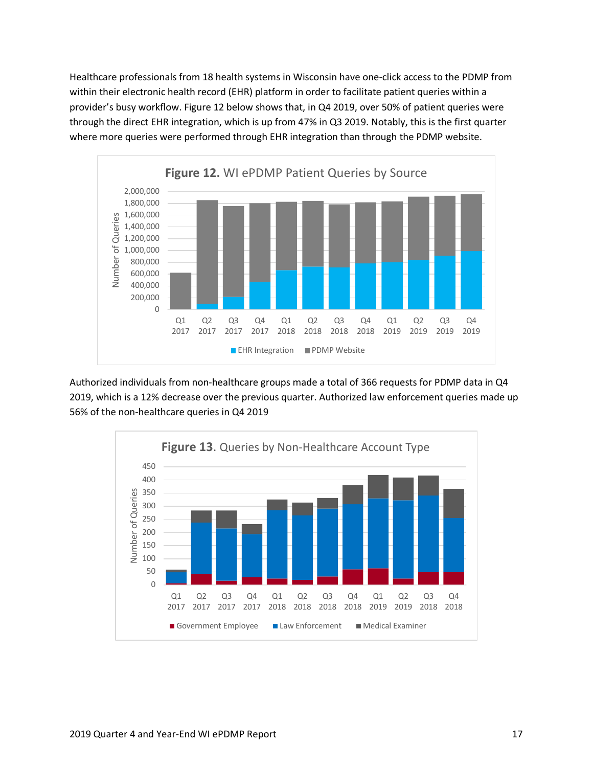Healthcare professionals from 18 health systems in Wisconsin have one-click access to the PDMP from within their electronic health record (EHR) platform in order to facilitate patient queries within a provider's busy workflow. Figure 12 below shows that, in Q4 2019, over 50% of patient queries were through the direct EHR integration, which is up from 47% in Q3 2019. Notably, this is the first quarter where more queries were performed through EHR integration than through the PDMP website.

**Figure 12.** WI ePDMP Patient Queries by Source

Authorized individuals from non-healthcare groups made a total of 366 requests for PDMP data in Q4 2019, which is a 12% decrease over the previous quarter. Authorized law enforcement queries made up 56% of the non-healthcare queries in Q4 2019

**Figure 13**. Queries by Non-Healthcare Account Type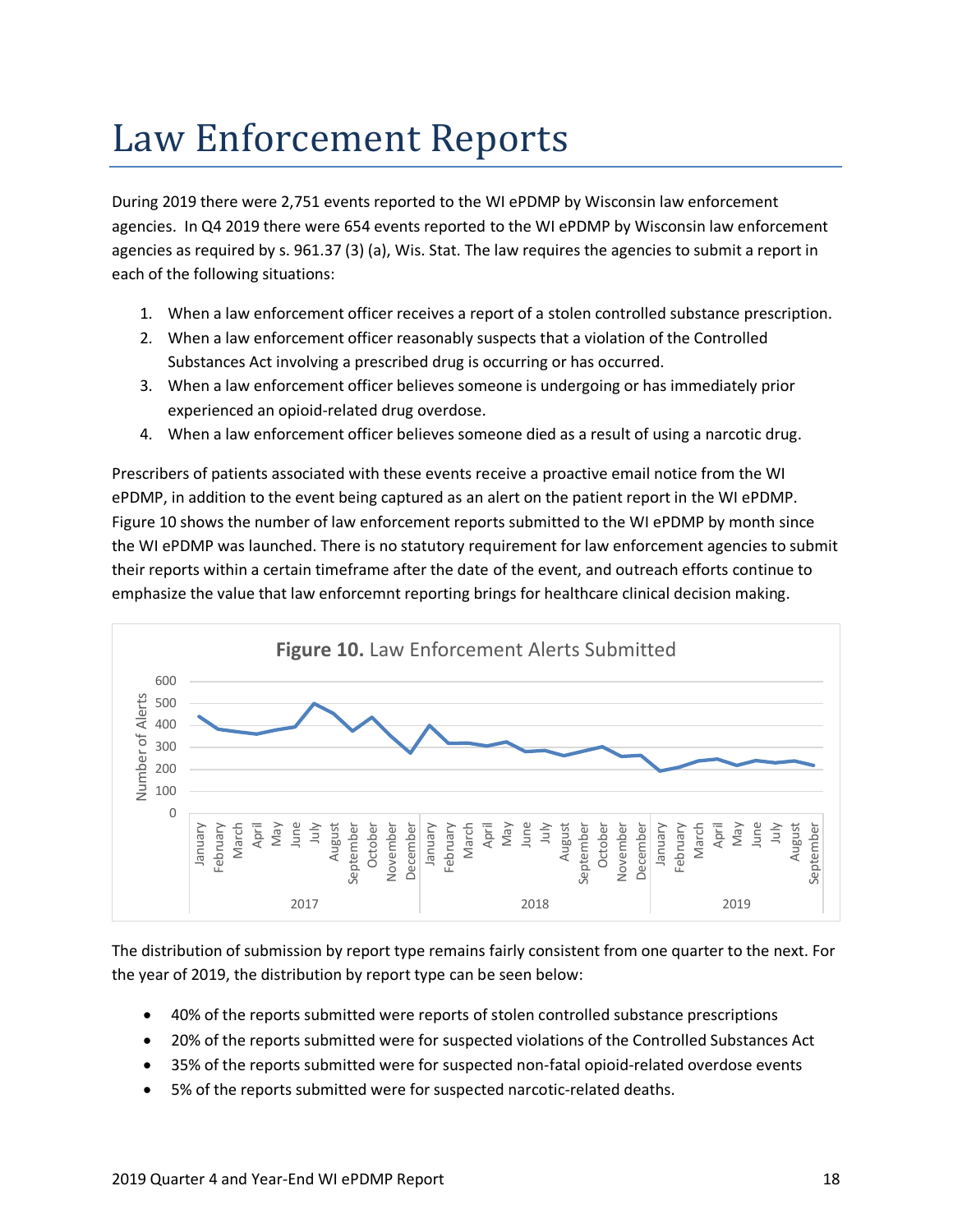# Law Enforcement Reports

During 2019 there were 2,751 events reported to the WI ePDMP by Wisconsin law enforcement agencies. In Q4 2019 there were 654 events reported to the WI ePDMP by Wisconsin law enforcement agencies as required by s. 961.37 (3) (a), Wis. Stat. The law requires the agencies to submit a report in each of the following situations:

1. When a law enforcement officer receives a report of a stolen controlled substance prescription.
2. When a law enforcement officer reasonably suspects that a violation of the Controlled Substances Act involving a prescribed drug is occurring or has occurred.
3. When a law enforcement officer believes someone is undergoing or has immediately prior experienced an opioid-related drug overdose.
4. When a law enforcement officer believes someone died as a result of using a narcotic drug.

Prescribers of patients associated with these events receive a proactive email notice from the WI ePDMP, in addition to the event being captured as an alert on the patient report in the WI ePDMP. Figure 10 shows the number of law enforcement reports submitted to the WI ePDMP by month since the WI ePDMP was launched. There is no statutory requirement for law enforcement agencies to submit their reports within a certain timeframe after the date of the event, and outreach efforts continue to emphasize the value that law enforcemnt reporting brings for healthcare clinical decision making.

**Figure 10.** Law Enforcement Alerts Submitted

The distribution of submission by report type remains fairly consistent from one quarter to the next. For the year of 2019, the distribution by report type can be seen below:

- 40% of the reports submitted were reports of stolen controlled substance prescriptions
- 20% of the reports submitted were for suspected violations of the Controlled Substances Act
- 35% of the reports submitted were for suspected non-fatal opioid-related overdose events
- 5% of the reports submitted were for suspected narcotic-related deaths.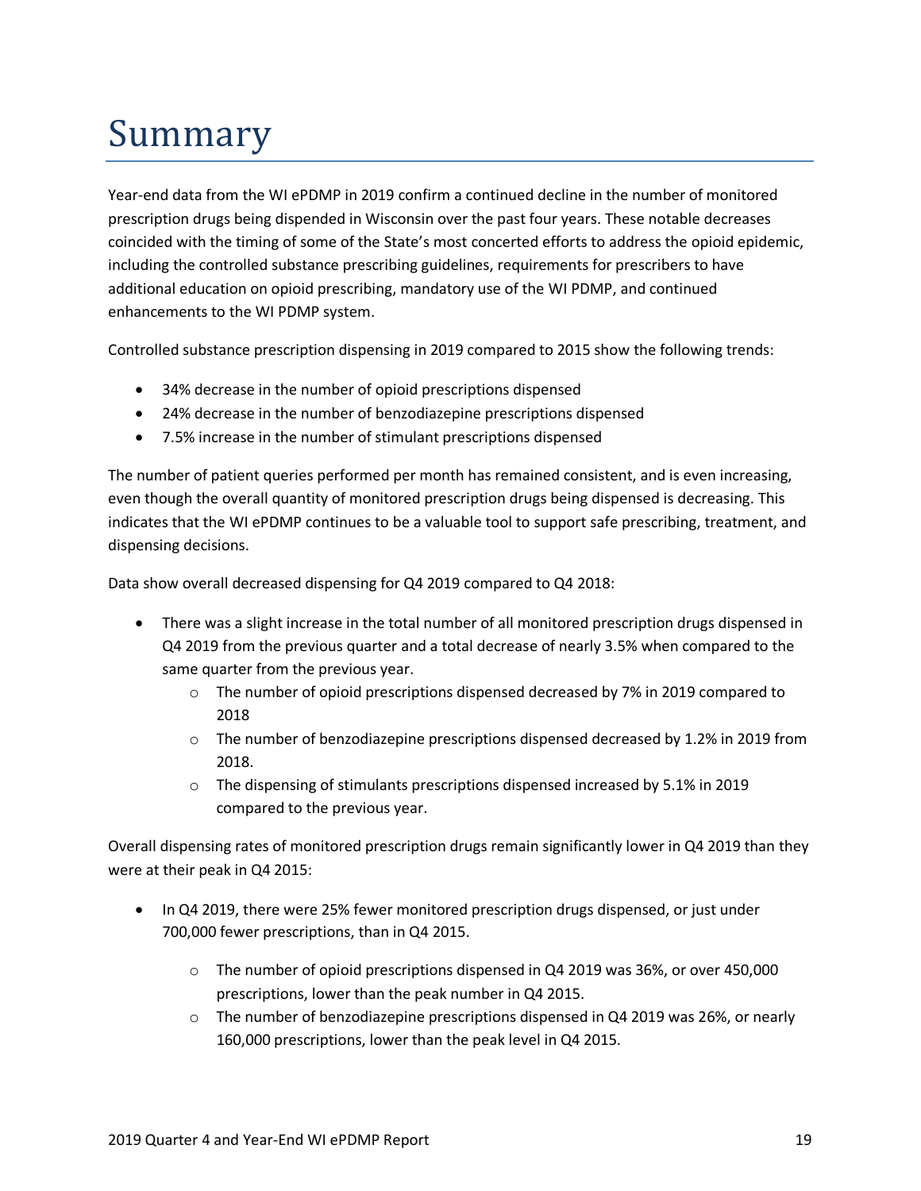# Summary

Year-end data from the WI ePDMP in 2019 confirm a continued decline in the number of monitored prescription drugs being dispended in Wisconsin over the past four years. These notable decreases coincided with the timing of some of the State's most concerted efforts to address the opioid epidemic, including the controlled substance prescribing guidelines, requirements for prescribers to have additional education on opioid prescribing, mandatory use of the WI PDMP, and continued enhancements to the WI PDMP system.

Controlled substance prescription dispensing in 2019 compared to 2015 show the following trends:

- 34% decrease in the number of opioid prescriptions dispensed
- 24% decrease in the number of benzodiazepine prescriptions dispensed
- 7.5% increase in the number of stimulant prescriptions dispensed

The number of patient queries performed per month has remained consistent, and is even increasing, even though the overall quantity of monitored prescription drugs being dispensed is decreasing. This indicates that the WI ePDMP continues to be a valuable tool to support safe prescribing, treatment, and dispensing decisions.

Data show overall decreased dispensing for Q4 2019 compared to Q4 2018:

- There was a slight increase in the total number of all monitored prescription drugs dispensed in Q4 2019 from the previous quarter and a total decrease of nearly 3.5% when compared to the same quarter from the previous year.
  - The number of opioid prescriptions dispensed decreased by 7% in 2019 compared to 2018
  - The number of benzodiazepine prescriptions dispensed decreased by 1.2% in 2019 from 2018.
  - The dispensing of stimulants prescriptions dispensed increased by 5.1% in 2019 compared to the previous year.

Overall dispensing rates of monitored prescription drugs remain significantly lower in Q4 2019 than they were at their peak in Q4 2015:

- In Q4 2019, there were 25% fewer monitored prescription drugs dispensed, or just under 700,000 fewer prescriptions, than in Q4 2015.
  - The number of opioid prescriptions dispensed in Q4 2019 was 36%, or over 450,000 prescriptions, lower than the peak number in Q4 2015.
  - The number of benzodiazepine prescriptions dispensed in Q4 2019 was 26%, or nearly 160,000 prescriptions, lower than the peak level in Q4 2015.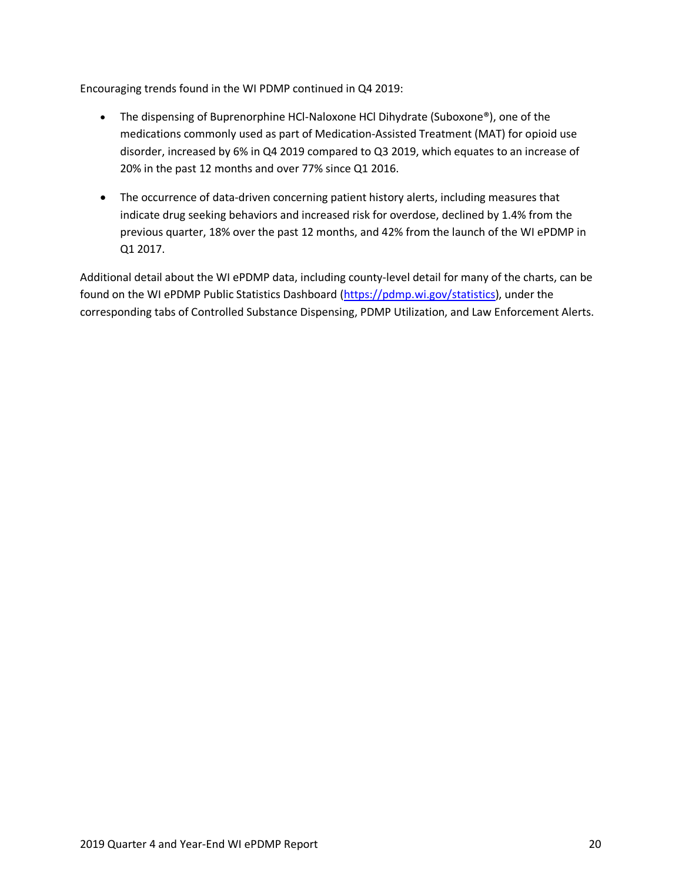Encouraging trends found in the WI PDMP continued in Q4 2019:

- The dispensing of Buprenorphine HCl-Naloxone HCl Dihydrate (Suboxone®), one of the medications commonly used as part of Medication-Assisted Treatment (MAT) for opioid use disorder, increased by 6% in Q4 2019 compared to Q3 2019, which equates to an increase of 20% in the past 12 months and over 77% since Q1 2016.
- The occurrence of data-driven concerning patient history alerts, including measures that indicate drug seeking behaviors and increased risk for overdose, declined by 1.4% from the previous quarter, 18% over the past 12 months, and 42% from the launch of the WI ePDMP in Q1 2017.

Additional detail about the WI ePDMP data, including county-level detail for many of the charts, can be found on the WI ePDMP Public Statistics Dashboard ([https://pdmp.wi.gov/statistics](https://pdmp.wi.gov/statistics)), under the corresponding tabs of Controlled Substance Dispensing, PDMP Utilization, and Law Enforcement Alerts.